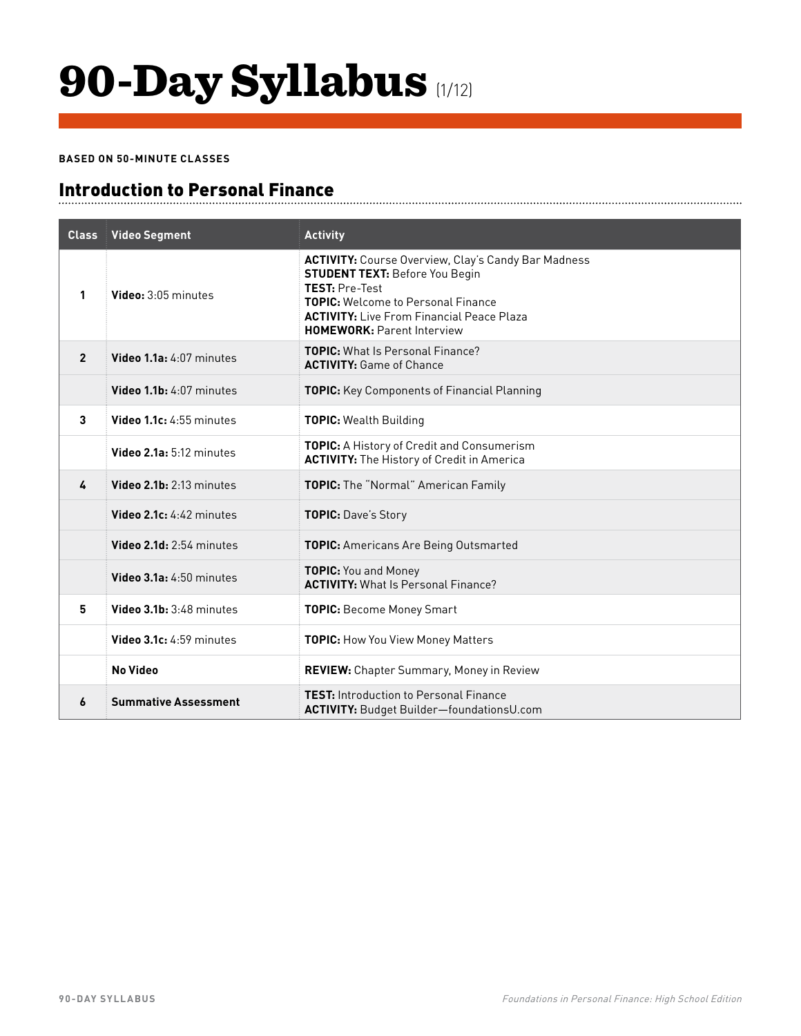# 90-Day Syllabus (1/12)

**BASED ON 50-MINUTE CLASSES**

## Introduction to Personal Finance

| Class | Video Segment | Activity |
|---|---|---|
| 1 | **Video:** 3:05 minutes | **ACTIVITY:** Course Overview, Clay's Candy Bar Madness<br>**STUDENT TEXT:** Before You Begin<br>**TEST:** Pre-Test<br>**TOPIC:** Welcome to Personal Finance<br>**ACTIVITY:** Live From Financial Peace Plaza<br>**HOMEWORK:** Parent Interview |
| 2 | **Video 1.1a:** 4:07 minutes | **TOPIC:** What Is Personal Finance?<br>**ACTIVITY:** Game of Chance |
| | **Video 1.1b:** 4:07 minutes | **TOPIC:** Key Components of Financial Planning |
| 3 | **Video 1.1c:** 4:55 minutes | **TOPIC:** Wealth Building |
| | **Video 2.1a:** 5:12 minutes | **TOPIC:** A History of Credit and Consumerism<br>**ACTIVITY:** The History of Credit in America |
| 4 | **Video 2.1b:** 2:13 minutes | **TOPIC:** The "Normal" American Family |
| | **Video 2.1c:** 4:42 minutes | **TOPIC:** Dave's Story |
| | **Video 2.1d:** 2:54 minutes | **TOPIC:** Americans Are Being Outsmarted |
| | **Video 3.1a:** 4:50 minutes | **TOPIC:** You and Money<br>**ACTIVITY:** What Is Personal Finance? |
| 5 | **Video 3.1b:** 3:48 minutes | **TOPIC:** Become Money Smart |
| | **Video 3.1c:** 4:59 minutes | **TOPIC:** How You View Money Matters |
| | **No Video** | **REVIEW:** Chapter Summary, Money in Review |
| 6 | **Summative Assessment** | **TEST:** Introduction to Personal Finance<br>**ACTIVITY:** Budget Builder—foundationsU.com |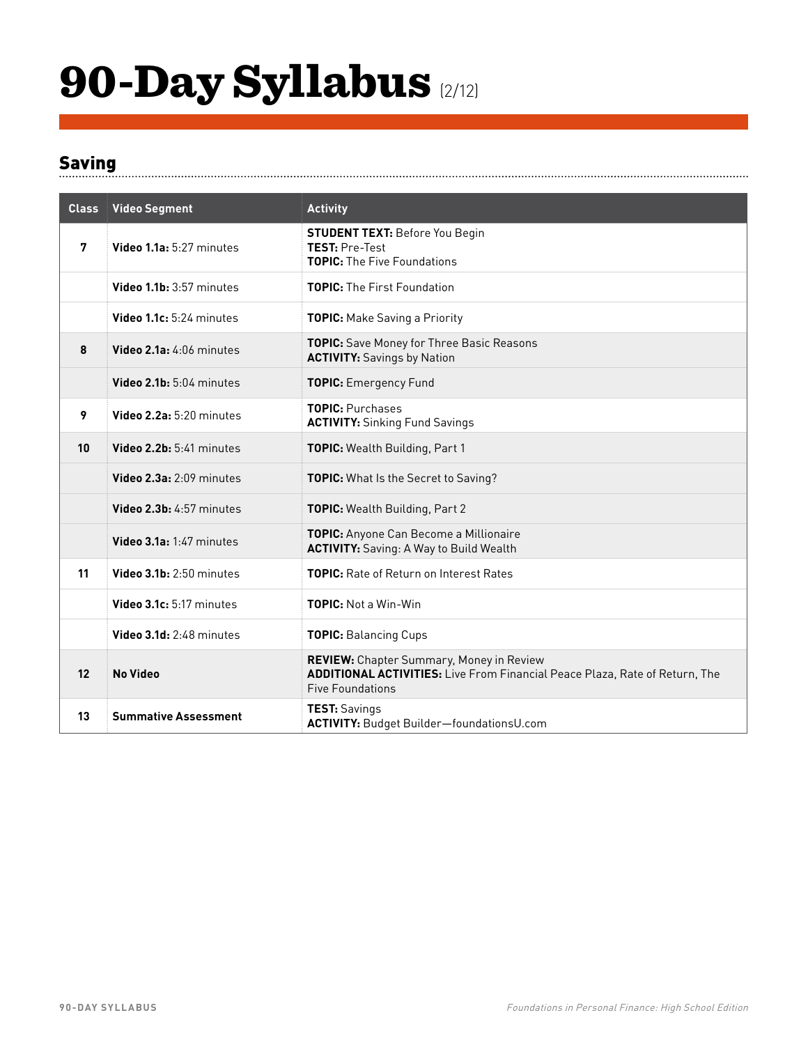# 90-Day Syllabus (2/12)

## Saving

| Class | Video Segment | Activity |
|---|---|---|
| 7 | **Video 1.1a:** 5:27 minutes | **STUDENT TEXT:** Before You Begin<br>**TEST:** Pre-Test<br>**TOPIC:** The Five Foundations |
| | **Video 1.1b:** 3:57 minutes | **TOPIC:** The First Foundation |
| | **Video 1.1c:** 5:24 minutes | **TOPIC:** Make Saving a Priority |
| 8 | **Video 2.1a:** 4:06 minutes | **TOPIC:** Save Money for Three Basic Reasons<br>**ACTIVITY:** Savings by Nation |
| | **Video 2.1b:** 5:04 minutes | **TOPIC:** Emergency Fund |
| 9 | **Video 2.2a:** 5:20 minutes | **TOPIC:** Purchases<br>**ACTIVITY:** Sinking Fund Savings |
| 10 | **Video 2.2b:** 5:41 minutes | **TOPIC:** Wealth Building, Part 1 |
| | **Video 2.3a:** 2:09 minutes | **TOPIC:** What Is the Secret to Saving? |
| | **Video 2.3b:** 4:57 minutes | **TOPIC:** Wealth Building, Part 2 |
| | **Video 3.1a:** 1:47 minutes | **TOPIC:** Anyone Can Become a Millionaire<br>**ACTIVITY:** Saving: A Way to Build Wealth |
| 11 | **Video 3.1b:** 2:50 minutes | **TOPIC:** Rate of Return on Interest Rates |
| | **Video 3.1c:** 5:17 minutes | **TOPIC:** Not a Win-Win |
| | **Video 3.1d:** 2:48 minutes | **TOPIC:** Balancing Cups |
| 12 | **No Video** | **REVIEW:** Chapter Summary, Money in Review<br>**ADDITIONAL ACTIVITIES:** Live From Financial Peace Plaza, Rate of Return, The Five Foundations |
| 13 | **Summative Assessment** | **TEST:** Savings<br>**ACTIVITY:** Budget Builder—foundationsU.com |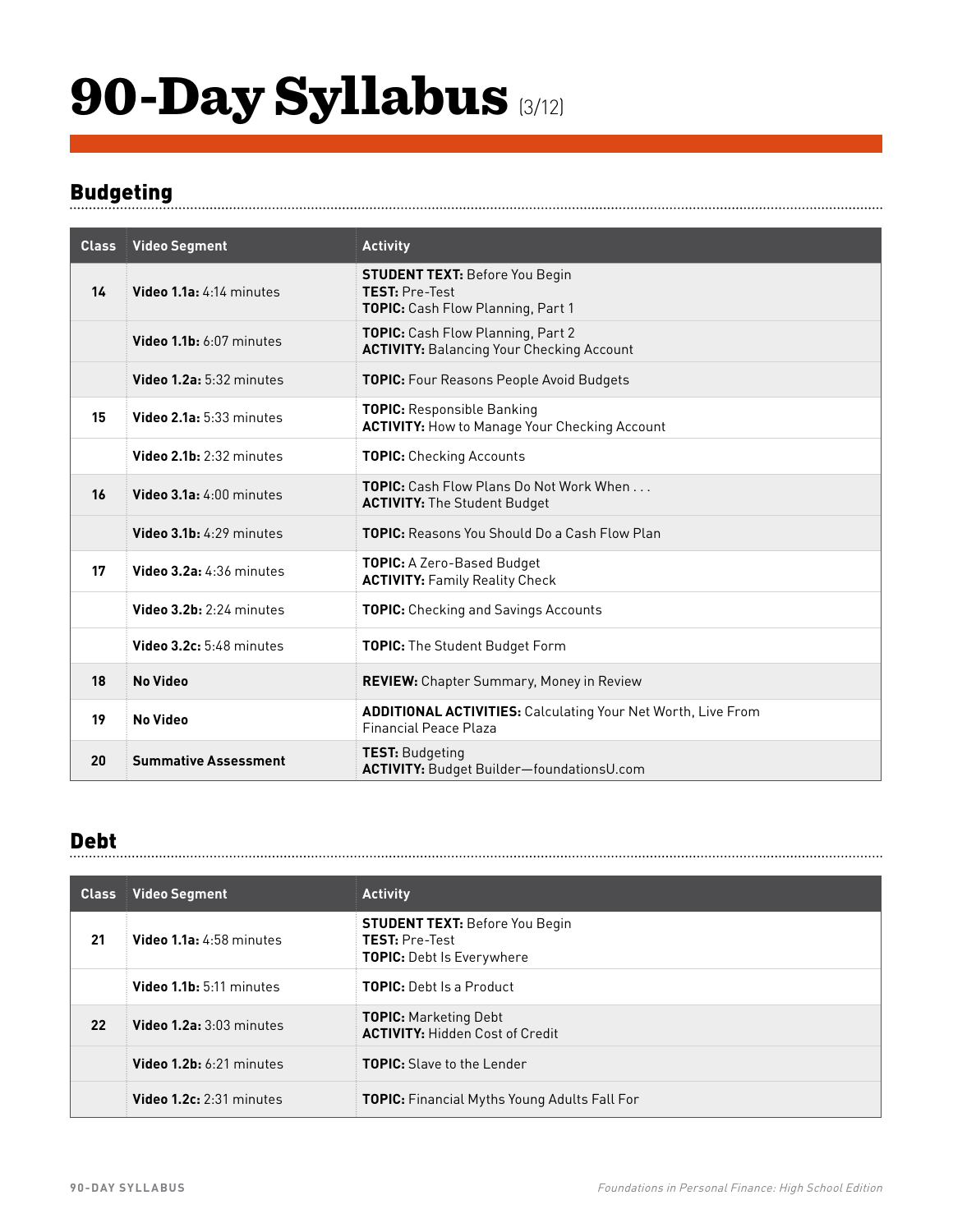# 90-Day Syllabus (3/12)

## Budgeting

| Class | Video Segment | Activity |
|---|---|---|
| 14 | **Video 1.1a:** 4:14 minutes | **STUDENT TEXT:** Before You Begin<br>**TEST:** Pre-Test<br>**TOPIC:** Cash Flow Planning, Part 1 |
| | **Video 1.1b:** 6:07 minutes | **TOPIC:** Cash Flow Planning, Part 2<br>**ACTIVITY:** Balancing Your Checking Account |
| | **Video 1.2a:** 5:32 minutes | **TOPIC:** Four Reasons People Avoid Budgets |
| 15 | **Video 2.1a:** 5:33 minutes | **TOPIC:** Responsible Banking<br>**ACTIVITY:** How to Manage Your Checking Account |
| | **Video 2.1b:** 2:32 minutes | **TOPIC:** Checking Accounts |
| 16 | **Video 3.1a:** 4:00 minutes | **TOPIC:** Cash Flow Plans Do Not Work When . . .<br>**ACTIVITY:** The Student Budget |
| | **Video 3.1b:** 4:29 minutes | **TOPIC:** Reasons You Should Do a Cash Flow Plan |
| 17 | **Video 3.2a:** 4:36 minutes | **TOPIC:** A Zero-Based Budget<br>**ACTIVITY:** Family Reality Check |
| | **Video 3.2b:** 2:24 minutes | **TOPIC:** Checking and Savings Accounts |
| | **Video 3.2c:** 5:48 minutes | **TOPIC:** The Student Budget Form |
| 18 | **No Video** | **REVIEW:** Chapter Summary, Money in Review |
| 19 | **No Video** | **ADDITIONAL ACTIVITIES:** Calculating Your Net Worth, Live From Financial Peace Plaza |
| 20 | **Summative Assessment** | **TEST:** Budgeting<br>**ACTIVITY:** Budget Builder—foundationsU.com |

## Debt

| Class | Video Segment | Activity |
|---|---|---|
| 21 | **Video 1.1a:** 4:58 minutes | **STUDENT TEXT:** Before You Begin<br>**TEST:** Pre-Test<br>**TOPIC:** Debt Is Everywhere |
| | **Video 1.1b:** 5:11 minutes | **TOPIC:** Debt Is a Product |
| 22 | **Video 1.2a:** 3:03 minutes | **TOPIC:** Marketing Debt<br>**ACTIVITY:** Hidden Cost of Credit |
| | **Video 1.2b:** 6:21 minutes | **TOPIC:** Slave to the Lender |
| | **Video 1.2c:** 2:31 minutes | **TOPIC:** Financial Myths Young Adults Fall For |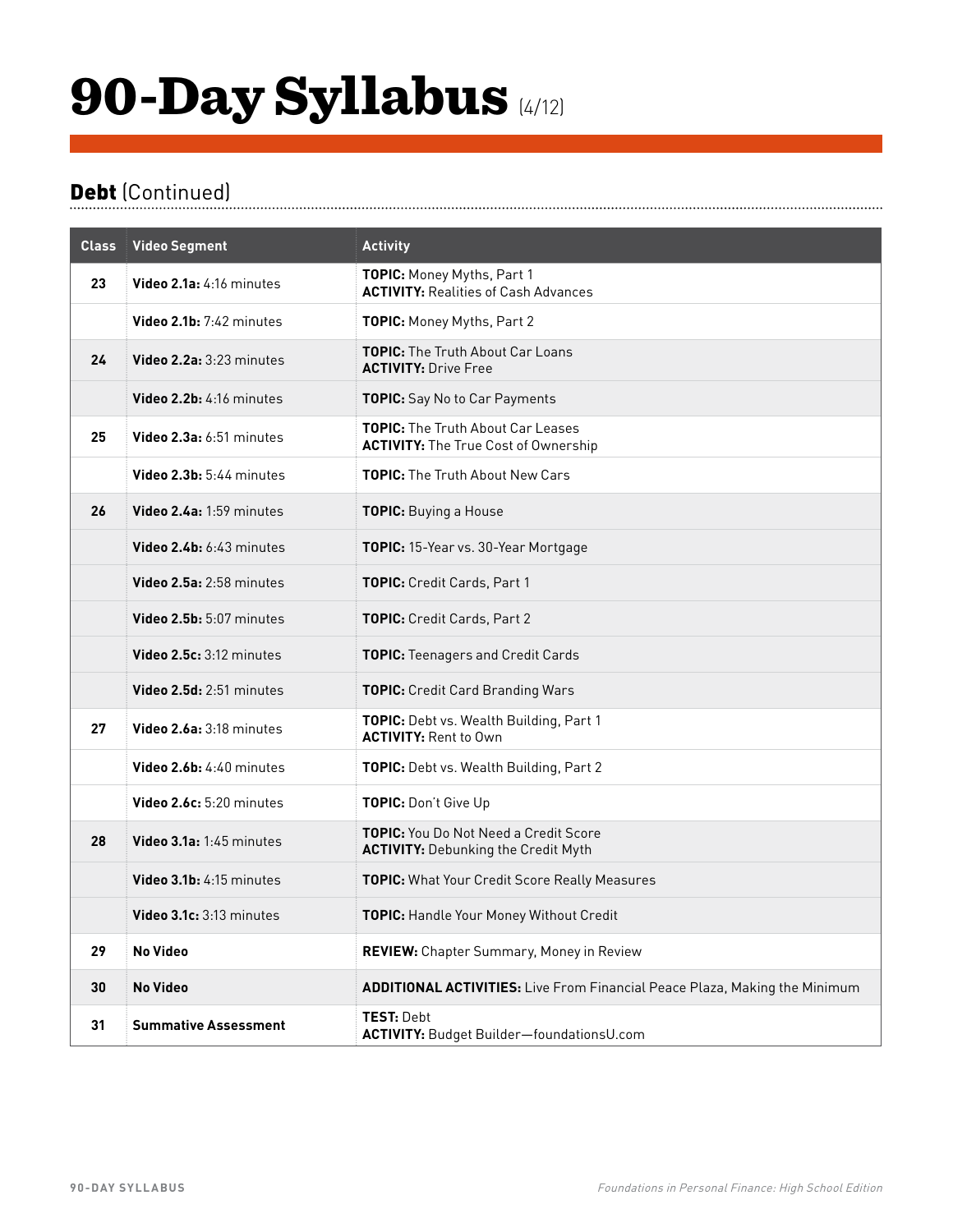# 90-Day Syllabus (4/12)

## Debt (Continued)

| Class | Video Segment | Activity |
|---|---|---|
| 23 | **Video 2.1a:** 4:16 minutes | **TOPIC:** Money Myths, Part 1<br>**ACTIVITY:** Realities of Cash Advances |
| | **Video 2.1b:** 7:42 minutes | **TOPIC:** Money Myths, Part 2 |
| 24 | **Video 2.2a:** 3:23 minutes | **TOPIC:** The Truth About Car Loans<br>**ACTIVITY:** Drive Free |
| | **Video 2.2b:** 4:16 minutes | **TOPIC:** Say No to Car Payments |
| 25 | **Video 2.3a:** 6:51 minutes | **TOPIC:** The Truth About Car Leases<br>**ACTIVITY:** The True Cost of Ownership |
| | **Video 2.3b:** 5:44 minutes | **TOPIC:** The Truth About New Cars |
| 26 | **Video 2.4a:** 1:59 minutes | **TOPIC:** Buying a House |
| | **Video 2.4b:** 6:43 minutes | **TOPIC:** 15-Year vs. 30-Year Mortgage |
| | **Video 2.5a:** 2:58 minutes | **TOPIC:** Credit Cards, Part 1 |
| | **Video 2.5b:** 5:07 minutes | **TOPIC:** Credit Cards, Part 2 |
| | **Video 2.5c:** 3:12 minutes | **TOPIC:** Teenagers and Credit Cards |
| | **Video 2.5d:** 2:51 minutes | **TOPIC:** Credit Card Branding Wars |
| 27 | **Video 2.6a:** 3:18 minutes | **TOPIC:** Debt vs. Wealth Building, Part 1<br>**ACTIVITY:** Rent to Own |
| | **Video 2.6b:** 4:40 minutes | **TOPIC:** Debt vs. Wealth Building, Part 2 |
| | **Video 2.6c:** 5:20 minutes | **TOPIC:** Don't Give Up |
| 28 | **Video 3.1a:** 1:45 minutes | **TOPIC:** You Do Not Need a Credit Score<br>**ACTIVITY:** Debunking the Credit Myth |
| | **Video 3.1b:** 4:15 minutes | **TOPIC:** What Your Credit Score Really Measures |
| | **Video 3.1c:** 3:13 minutes | **TOPIC:** Handle Your Money Without Credit |
| 29 | **No Video** | **REVIEW:** Chapter Summary, Money in Review |
| 30 | **No Video** | **ADDITIONAL ACTIVITIES:** Live From Financial Peace Plaza, Making the Minimum |
| 31 | **Summative Assessment** | **TEST:** Debt<br>**ACTIVITY:** Budget Builder—foundationsU.com |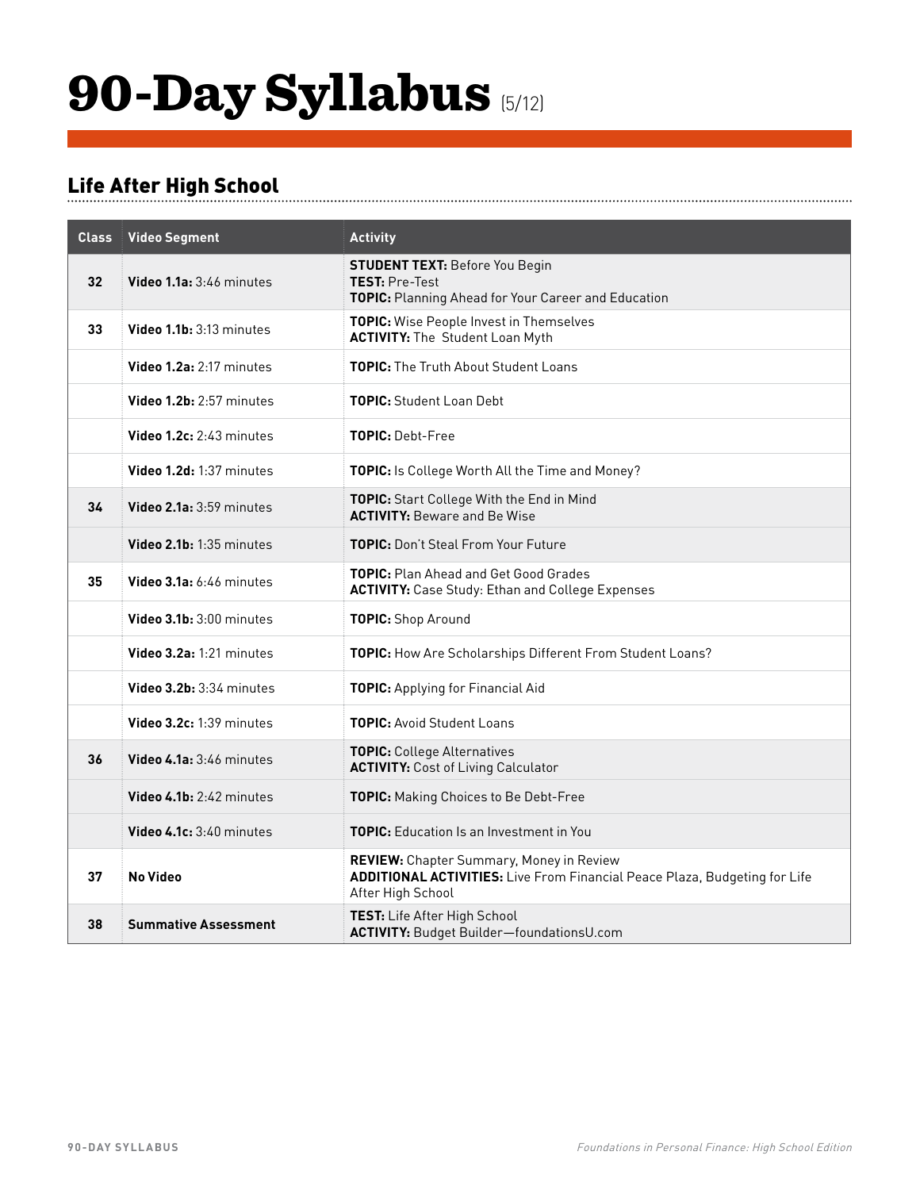# 90-Day Syllabus (5/12)

## Life After High School

| Class | Video Segment | Activity |
|---|---|---|
| 32 | **Video 1.1a:** 3:46 minutes | **STUDENT TEXT:** Before You Begin<br>**TEST:** Pre-Test<br>**TOPIC:** Planning Ahead for Your Career and Education |
| 33 | **Video 1.1b:** 3:13 minutes | **TOPIC:** Wise People Invest in Themselves<br>**ACTIVITY:** The Student Loan Myth |
| | **Video 1.2a:** 2:17 minutes | **TOPIC:** The Truth About Student Loans |
| | **Video 1.2b:** 2:57 minutes | **TOPIC:** Student Loan Debt |
| | **Video 1.2c:** 2:43 minutes | **TOPIC:** Debt-Free |
| | **Video 1.2d:** 1:37 minutes | **TOPIC:** Is College Worth All the Time and Money? |
| 34 | **Video 2.1a:** 3:59 minutes | **TOPIC:** Start College With the End in Mind<br>**ACTIVITY:** Beware and Be Wise |
| | **Video 2.1b:** 1:35 minutes | **TOPIC:** Don't Steal From Your Future |
| 35 | **Video 3.1a:** 6:46 minutes | **TOPIC:** Plan Ahead and Get Good Grades<br>**ACTIVITY:** Case Study: Ethan and College Expenses |
| | **Video 3.1b:** 3:00 minutes | **TOPIC:** Shop Around |
| | **Video 3.2a:** 1:21 minutes | **TOPIC:** How Are Scholarships Different From Student Loans? |
| | **Video 3.2b:** 3:34 minutes | **TOPIC:** Applying for Financial Aid |
| | **Video 3.2c:** 1:39 minutes | **TOPIC:** Avoid Student Loans |
| 36 | **Video 4.1a:** 3:46 minutes | **TOPIC:** College Alternatives<br>**ACTIVITY:** Cost of Living Calculator |
| | **Video 4.1b:** 2:42 minutes | **TOPIC:** Making Choices to Be Debt-Free |
| | **Video 4.1c:** 3:40 minutes | **TOPIC:** Education Is an Investment in You |
| 37 | **No Video** | **REVIEW:** Chapter Summary, Money in Review<br>**ADDITIONAL ACTIVITIES:** Live From Financial Peace Plaza, Budgeting for Life After High School |
| 38 | **Summative Assessment** | **TEST:** Life After High School<br>**ACTIVITY:** Budget Builder—foundationsU.com |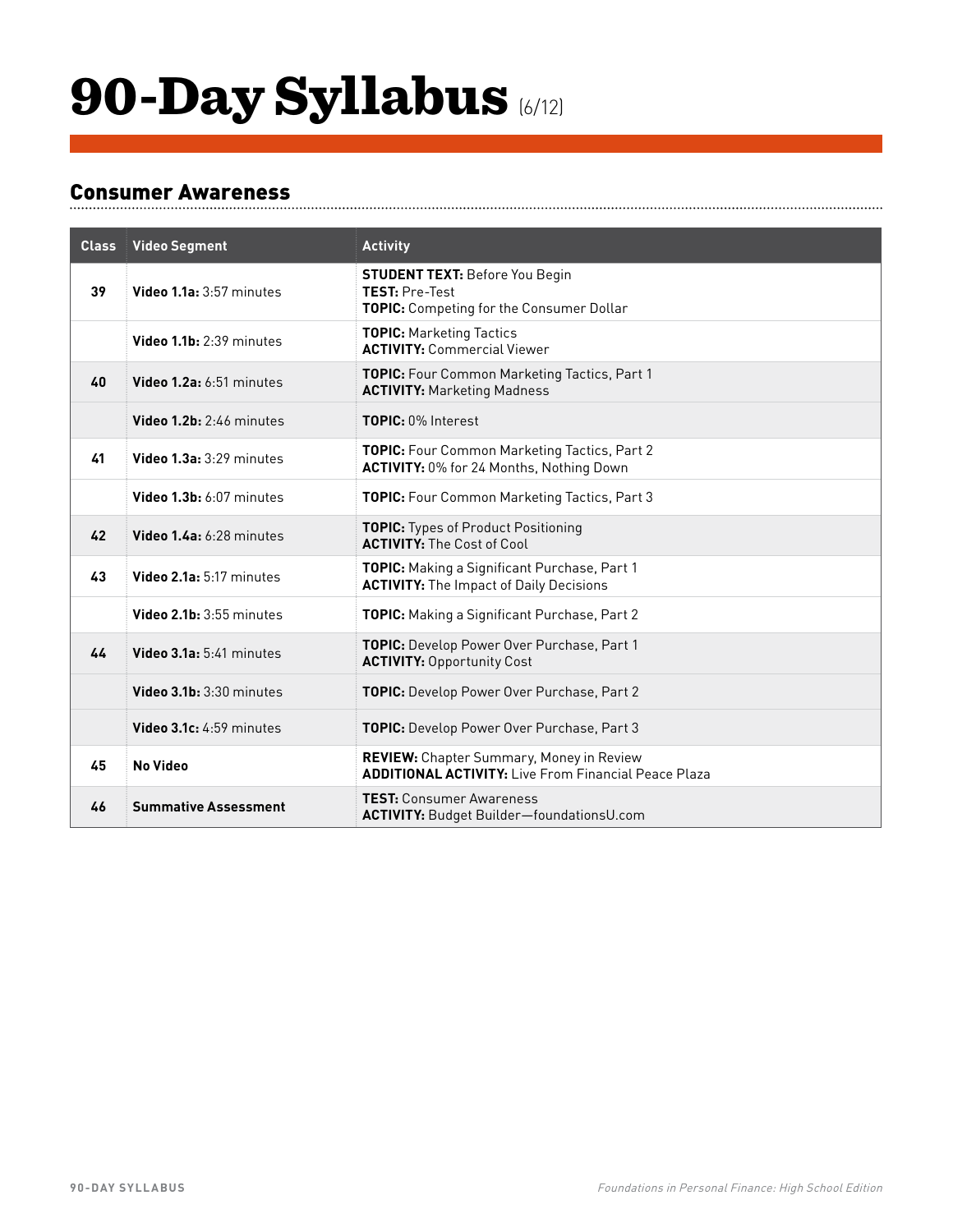# 90-Day Syllabus (6/12)

## Consumer Awareness

| Class | Video Segment | Activity |
|---|---|---|
| 39 | **Video 1.1a:** 3:57 minutes | **STUDENT TEXT:** Before You Begin<br>**TEST:** Pre-Test<br>**TOPIC:** Competing for the Consumer Dollar |
| | **Video 1.1b:** 2:39 minutes | **TOPIC:** Marketing Tactics<br>**ACTIVITY:** Commercial Viewer |
| 40 | **Video 1.2a:** 6:51 minutes | **TOPIC:** Four Common Marketing Tactics, Part 1<br>**ACTIVITY:** Marketing Madness |
| | **Video 1.2b:** 2:46 minutes | **TOPIC:** 0% Interest |
| 41 | **Video 1.3a:** 3:29 minutes | **TOPIC:** Four Common Marketing Tactics, Part 2<br>**ACTIVITY:** 0% for 24 Months, Nothing Down |
| | **Video 1.3b:** 6:07 minutes | **TOPIC:** Four Common Marketing Tactics, Part 3 |
| 42 | **Video 1.4a:** 6:28 minutes | **TOPIC:** Types of Product Positioning<br>**ACTIVITY:** The Cost of Cool |
| 43 | **Video 2.1a:** 5:17 minutes | **TOPIC:** Making a Significant Purchase, Part 1<br>**ACTIVITY:** The Impact of Daily Decisions |
| | **Video 2.1b:** 3:55 minutes | **TOPIC:** Making a Significant Purchase, Part 2 |
| 44 | **Video 3.1a:** 5:41 minutes | **TOPIC:** Develop Power Over Purchase, Part 1<br>**ACTIVITY:** Opportunity Cost |
| | **Video 3.1b:** 3:30 minutes | **TOPIC:** Develop Power Over Purchase, Part 2 |
| | **Video 3.1c:** 4:59 minutes | **TOPIC:** Develop Power Over Purchase, Part 3 |
| 45 | **No Video** | **REVIEW:** Chapter Summary, Money in Review<br>**ADDITIONAL ACTIVITY:** Live From Financial Peace Plaza |
| 46 | **Summative Assessment** | **TEST:** Consumer Awareness<br>**ACTIVITY:** Budget Builder—foundationsU.com |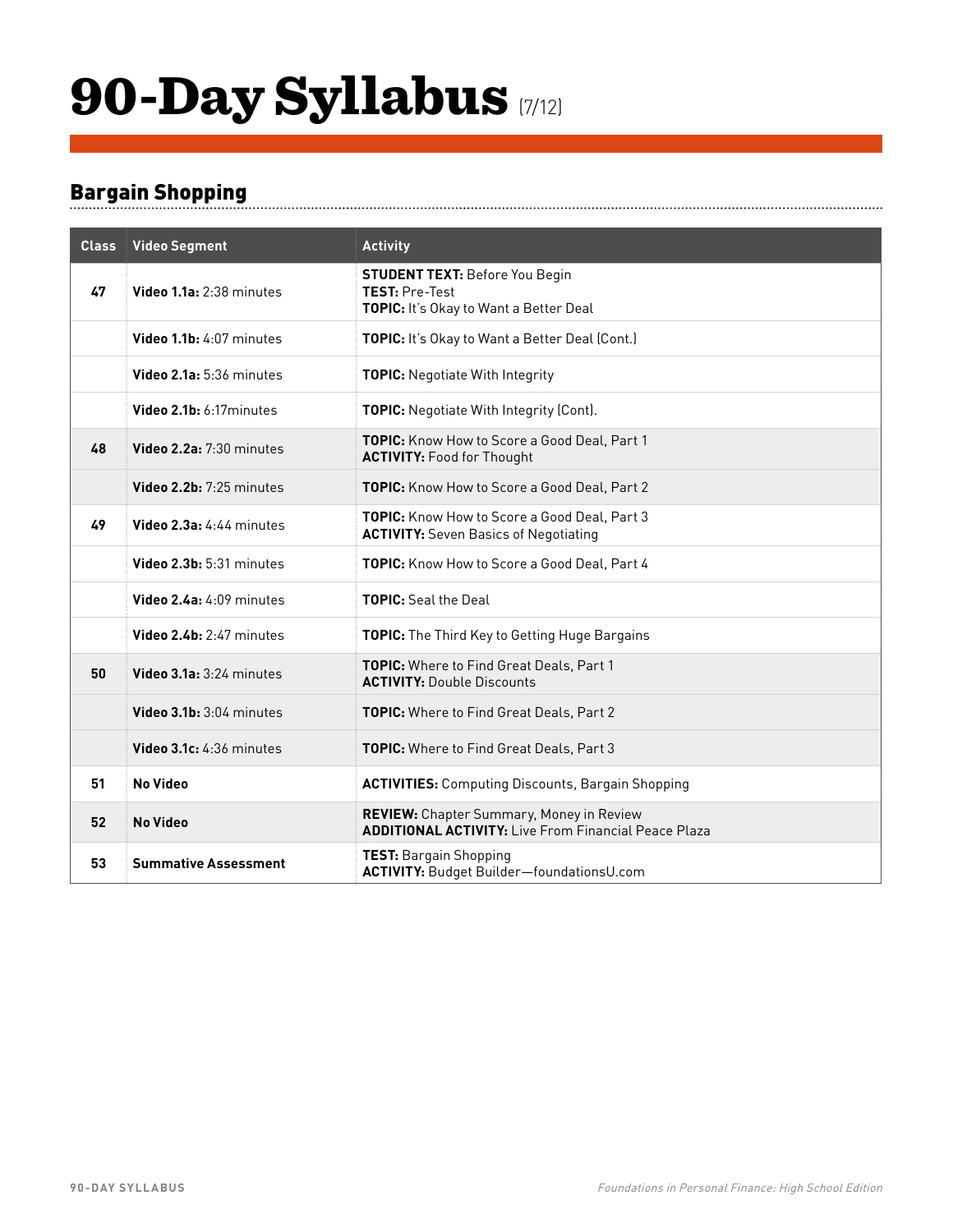# 90-Day Syllabus (7/12)

## Bargain Shopping

| Class | Video Segment | Activity |
|---|---|---|
| 47 | **Video 1.1a:** 2:38 minutes | **STUDENT TEXT:** Before You Begin<br>**TEST:** Pre-Test<br>**TOPIC:** It's Okay to Want a Better Deal |
| | **Video 1.1b:** 4:07 minutes | **TOPIC:** It's Okay to Want a Better Deal (Cont.) |
| | **Video 2.1a:** 5:36 minutes | **TOPIC:** Negotiate With Integrity |
| | **Video 2.1b:** 6:17minutes | **TOPIC:** Negotiate With Integrity (Cont). |
| 48 | **Video 2.2a:** 7:30 minutes | **TOPIC:** Know How to Score a Good Deal, Part 1<br>**ACTIVITY:** Food for Thought |
| | **Video 2.2b:** 7:25 minutes | **TOPIC:** Know How to Score a Good Deal, Part 2 |
| 49 | **Video 2.3a:** 4:44 minutes | **TOPIC:** Know How to Score a Good Deal, Part 3<br>**ACTIVITY:** Seven Basics of Negotiating |
| | **Video 2.3b:** 5:31 minutes | **TOPIC:** Know How to Score a Good Deal, Part 4 |
| | **Video 2.4a:** 4:09 minutes | **TOPIC:** Seal the Deal |
| | **Video 2.4b:** 2:47 minutes | **TOPIC:** The Third Key to Getting Huge Bargains |
| 50 | **Video 3.1a:** 3:24 minutes | **TOPIC:** Where to Find Great Deals, Part 1<br>**ACTIVITY:** Double Discounts |
| | **Video 3.1b:** 3:04 minutes | **TOPIC:** Where to Find Great Deals, Part 2 |
| | **Video 3.1c:** 4:36 minutes | **TOPIC:** Where to Find Great Deals, Part 3 |
| 51 | **No Video** | **ACTIVITIES:** Computing Discounts, Bargain Shopping |
| 52 | **No Video** | **REVIEW:** Chapter Summary, Money in Review<br>**ADDITIONAL ACTIVITY:** Live From Financial Peace Plaza |
| 53 | **Summative Assessment** | **TEST:** Bargain Shopping<br>**ACTIVITY:** Budget Builder—foundationsU.com |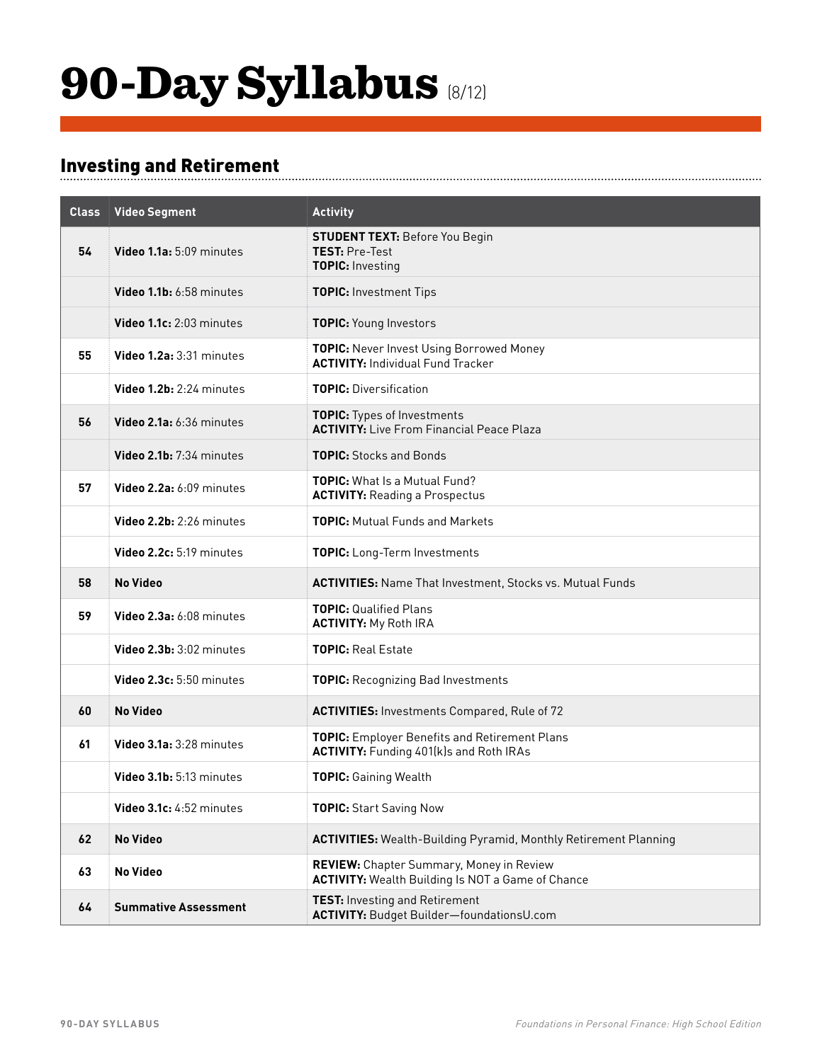# 90-Day Syllabus (8/12)

## Investing and Retirement

| Class | Video Segment | Activity |
|---|---|---|
| 54 | **Video 1.1a:** 5:09 minutes | **STUDENT TEXT:** Before You Begin<br>**TEST:** Pre-Test<br>**TOPIC:** Investing |
| | **Video 1.1b:** 6:58 minutes | **TOPIC:** Investment Tips |
| | **Video 1.1c:** 2:03 minutes | **TOPIC:** Young Investors |
| 55 | **Video 1.2a:** 3:31 minutes | **TOPIC:** Never Invest Using Borrowed Money<br>**ACTIVITY:** Individual Fund Tracker |
| | **Video 1.2b:** 2:24 minutes | **TOPIC:** Diversification |
| 56 | **Video 2.1a:** 6:36 minutes | **TOPIC:** Types of Investments<br>**ACTIVITY:** Live From Financial Peace Plaza |
| | **Video 2.1b:** 7:34 minutes | **TOPIC:** Stocks and Bonds |
| 57 | **Video 2.2a:** 6:09 minutes | **TOPIC:** What Is a Mutual Fund?<br>**ACTIVITY:** Reading a Prospectus |
| | **Video 2.2b:** 2:26 minutes | **TOPIC:** Mutual Funds and Markets |
| | **Video 2.2c:** 5:19 minutes | **TOPIC:** Long-Term Investments |
| 58 | **No Video** | **ACTIVITIES:** Name That Investment, Stocks vs. Mutual Funds |
| 59 | **Video 2.3a:** 6:08 minutes | **TOPIC:** Qualified Plans<br>**ACTIVITY:** My Roth IRA |
| | **Video 2.3b:** 3:02 minutes | **TOPIC:** Real Estate |
| | **Video 2.3c:** 5:50 minutes | **TOPIC:** Recognizing Bad Investments |
| 60 | **No Video** | **ACTIVITIES:** Investments Compared, Rule of 72 |
| 61 | **Video 3.1a:** 3:28 minutes | **TOPIC:** Employer Benefits and Retirement Plans<br>**ACTIVITY:** Funding 401(k)s and Roth IRAs |
| | **Video 3.1b:** 5:13 minutes | **TOPIC:** Gaining Wealth |
| | **Video 3.1c:** 4:52 minutes | **TOPIC:** Start Saving Now |
| 62 | **No Video** | **ACTIVITIES:** Wealth-Building Pyramid, Monthly Retirement Planning |
| 63 | **No Video** | **REVIEW:** Chapter Summary, Money in Review<br>**ACTIVITY:** Wealth Building Is NOT a Game of Chance |
| 64 | **Summative Assessment** | **TEST:** Investing and Retirement<br>**ACTIVITY:** Budget Builder—foundationsU.com |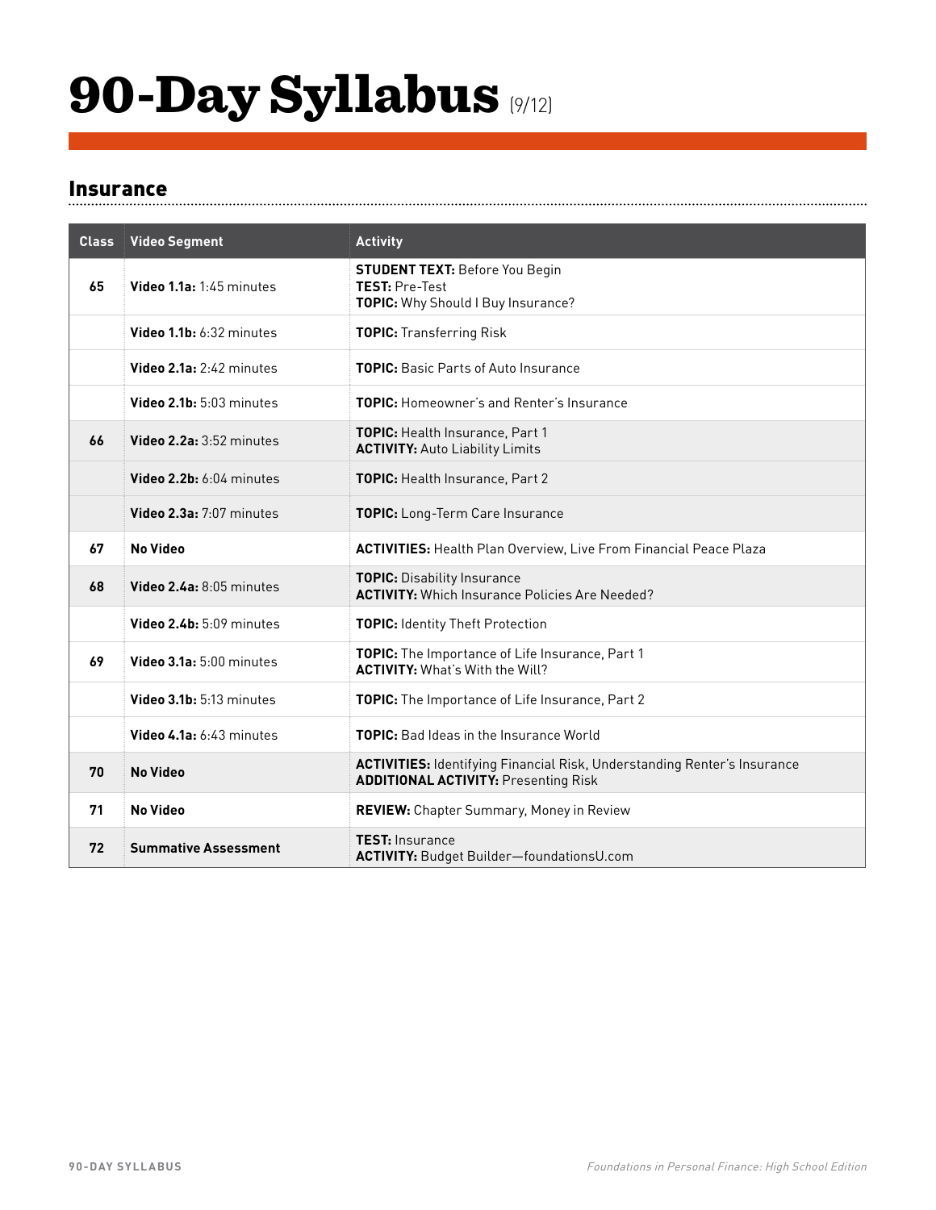# 90-Day Syllabus (9/12)

## Insurance

| Class | Video Segment | Activity |
|---|---|---|
| 65 | **Video 1.1a:** 1:45 minutes | **STUDENT TEXT:** Before You Begin<br>**TEST:** Pre-Test<br>**TOPIC:** Why Should I Buy Insurance? |
| | **Video 1.1b:** 6:32 minutes | **TOPIC:** Transferring Risk |
| | **Video 2.1a:** 2:42 minutes | **TOPIC:** Basic Parts of Auto Insurance |
| | **Video 2.1b:** 5:03 minutes | **TOPIC:** Homeowner's and Renter's Insurance |
| 66 | **Video 2.2a:** 3:52 minutes | **TOPIC:** Health Insurance, Part 1<br>**ACTIVITY:** Auto Liability Limits |
| | **Video 2.2b:** 6:04 minutes | **TOPIC:** Health Insurance, Part 2 |
| | **Video 2.3a:** 7:07 minutes | **TOPIC:** Long-Term Care Insurance |
| 67 | **No Video** | **ACTIVITIES:** Health Plan Overview, Live From Financial Peace Plaza |
| 68 | **Video 2.4a:** 8:05 minutes | **TOPIC:** Disability Insurance<br>**ACTIVITY:** Which Insurance Policies Are Needed? |
| | **Video 2.4b:** 5:09 minutes | **TOPIC:** Identity Theft Protection |
| 69 | **Video 3.1a:** 5:00 minutes | **TOPIC:** The Importance of Life Insurance, Part 1<br>**ACTIVITY:** What's With the Will? |
| | **Video 3.1b:** 5:13 minutes | **TOPIC:** The Importance of Life Insurance, Part 2 |
| | **Video 4.1a:** 6:43 minutes | **TOPIC:** Bad Ideas in the Insurance World |
| 70 | **No Video** | **ACTIVITIES:** Identifying Financial Risk, Understanding Renter's Insurance<br>**ADDITIONAL ACTIVITY:** Presenting Risk |
| 71 | **No Video** | **REVIEW:** Chapter Summary, Money in Review |
| 72 | **Summative Assessment** | **TEST:** Insurance<br>**ACTIVITY:** Budget Builder—foundationsU.com |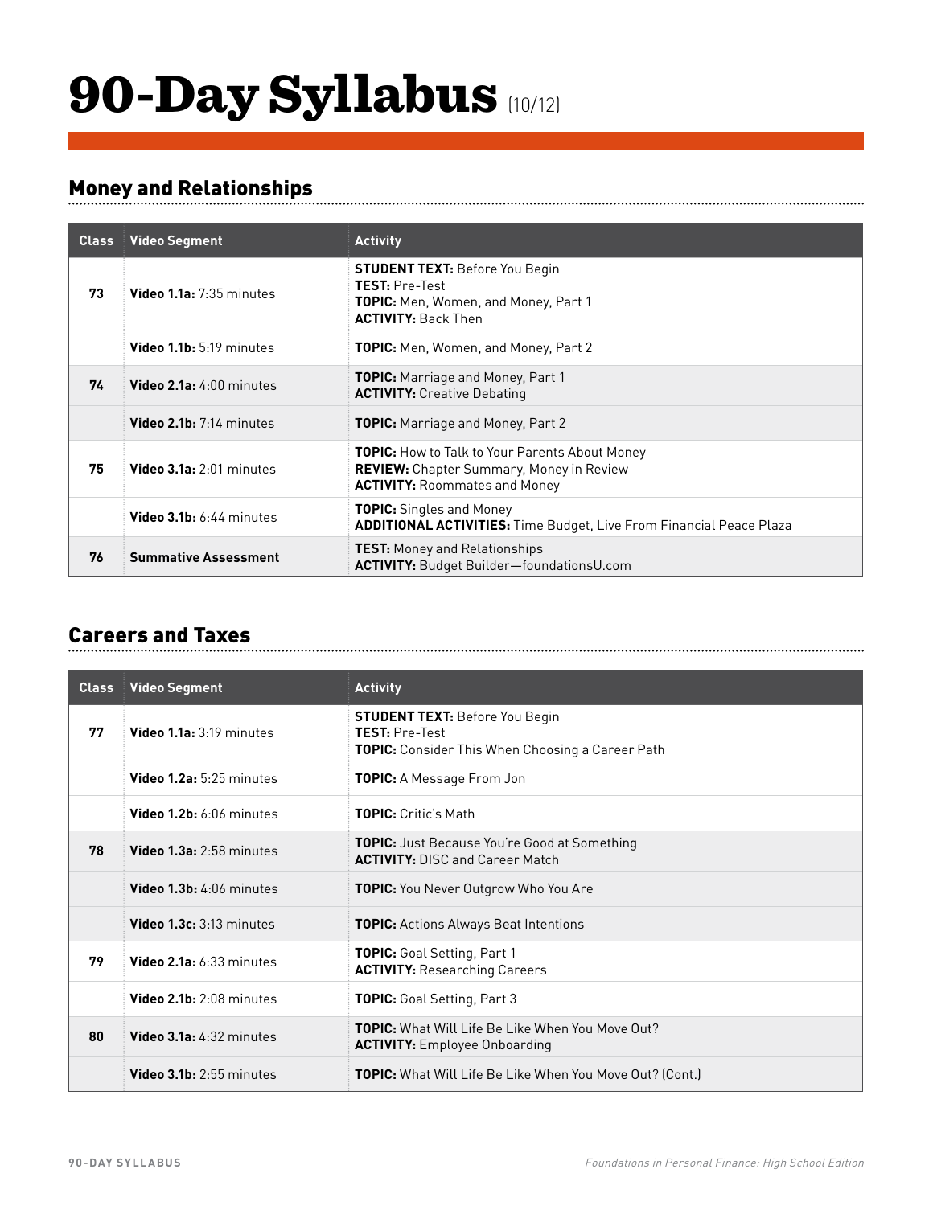# 90-Day Syllabus (10/12)

## Money and Relationships

| Class | Video Segment | Activity |
|---|---|---|
| 73 | **Video 1.1a:** 7:35 minutes | **STUDENT TEXT:** Before You Begin<br>**TEST:** Pre-Test<br>**TOPIC:** Men, Women, and Money, Part 1<br>**ACTIVITY:** Back Then |
| | **Video 1.1b:** 5:19 minutes | **TOPIC:** Men, Women, and Money, Part 2 |
| 74 | **Video 2.1a:** 4:00 minutes | **TOPIC:** Marriage and Money, Part 1<br>**ACTIVITY:** Creative Debating |
| | **Video 2.1b:** 7:14 minutes | **TOPIC:** Marriage and Money, Part 2 |
| 75 | **Video 3.1a:** 2:01 minutes | **TOPIC:** How to Talk to Your Parents About Money<br>**REVIEW:** Chapter Summary, Money in Review<br>**ACTIVITY:** Roommates and Money |
| | **Video 3.1b:** 6:44 minutes | **TOPIC:** Singles and Money<br>**ADDITIONAL ACTIVITIES:** Time Budget, Live From Financial Peace Plaza |
| 76 | **Summative Assessment** | **TEST:** Money and Relationships<br>**ACTIVITY:** Budget Builder—foundationsU.com |

## Careers and Taxes

| Class | Video Segment | Activity |
|---|---|---|
| 77 | **Video 1.1a:** 3:19 minutes | **STUDENT TEXT:** Before You Begin<br>**TEST:** Pre-Test<br>**TOPIC:** Consider This When Choosing a Career Path |
| | **Video 1.2a:** 5:25 minutes | **TOPIC:** A Message From Jon |
| | **Video 1.2b:** 6:06 minutes | **TOPIC:** Critic's Math |
| 78 | **Video 1.3a:** 2:58 minutes | **TOPIC:** Just Because You're Good at Something<br>**ACTIVITY:** DISC and Career Match |
| | **Video 1.3b:** 4:06 minutes | **TOPIC:** You Never Outgrow Who You Are |
| | **Video 1.3c:** 3:13 minutes | **TOPIC:** Actions Always Beat Intentions |
| 79 | **Video 2.1a:** 6:33 minutes | **TOPIC:** Goal Setting, Part 1<br>**ACTIVITY:** Researching Careers |
| | **Video 2.1b:** 2:08 minutes | **TOPIC:** Goal Setting, Part 3 |
| 80 | **Video 3.1a:** 4:32 minutes | **TOPIC:** What Will Life Be Like When You Move Out?<br>**ACTIVITY:** Employee Onboarding |
| | **Video 3.1b:** 2:55 minutes | **TOPIC:** What Will Life Be Like When You Move Out? (Cont.) |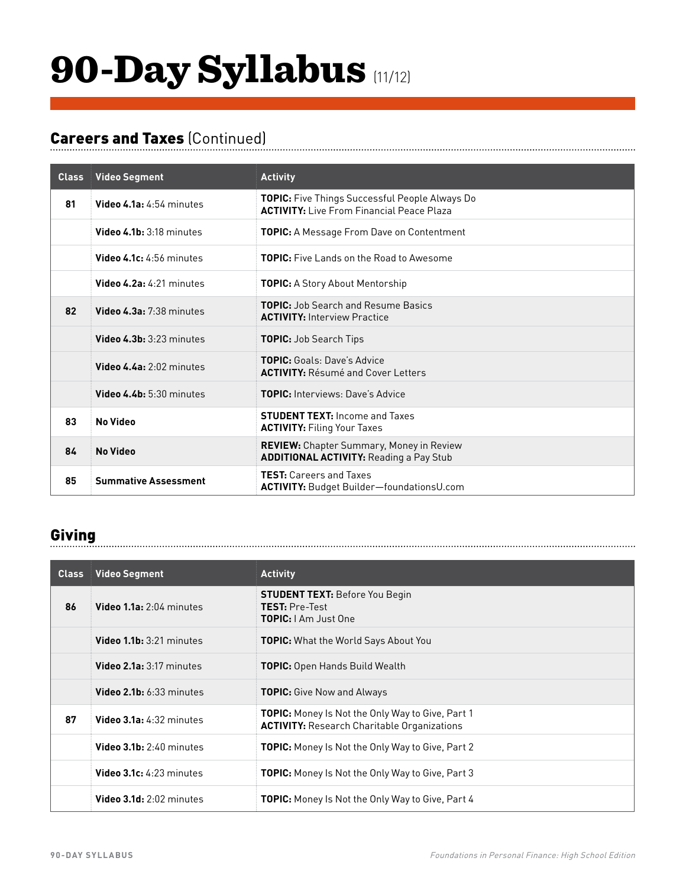# 90-Day Syllabus (11/12)

## Careers and Taxes (Continued)

| Class | Video Segment | Activity |
|---|---|---|
| 81 | **Video 4.1a:** 4:54 minutes | **TOPIC:** Five Things Successful People Always Do<br>**ACTIVITY:** Live From Financial Peace Plaza |
| | **Video 4.1b:** 3:18 minutes | **TOPIC:** A Message From Dave on Contentment |
| | **Video 4.1c:** 4:56 minutes | **TOPIC:** Five Lands on the Road to Awesome |
| | **Video 4.2a:** 4:21 minutes | **TOPIC:** A Story About Mentorship |
| 82 | **Video 4.3a:** 7:38 minutes | **TOPIC:** Job Search and Resume Basics<br>**ACTIVITY:** Interview Practice |
| | **Video 4.3b:** 3:23 minutes | **TOPIC:** Job Search Tips |
| | **Video 4.4a:** 2:02 minutes | **TOPIC:** Goals: Dave's Advice<br>**ACTIVITY:** Résumé and Cover Letters |
| | **Video 4.4b:** 5:30 minutes | **TOPIC:** Interviews: Dave's Advice |
| 83 | **No Video** | **STUDENT TEXT:** Income and Taxes<br>**ACTIVITY:** Filing Your Taxes |
| 84 | **No Video** | **REVIEW:** Chapter Summary, Money in Review<br>**ADDITIONAL ACTIVITY:** Reading a Pay Stub |
| 85 | **Summative Assessment** | **TEST:** Careers and Taxes<br>**ACTIVITY:** Budget Builder—foundationsU.com |

## Giving

| Class | Video Segment | Activity |
|---|---|---|
| 86 | **Video 1.1a:** 2:04 minutes | **STUDENT TEXT:** Before You Begin<br>**TEST:** Pre-Test<br>**TOPIC:** I Am Just One |
| | **Video 1.1b:** 3:21 minutes | **TOPIC:** What the World Says About You |
| | **Video 2.1a:** 3:17 minutes | **TOPIC:** Open Hands Build Wealth |
| | **Video 2.1b:** 6:33 minutes | **TOPIC:** Give Now and Always |
| 87 | **Video 3.1a:** 4:32 minutes | **TOPIC:** Money Is Not the Only Way to Give, Part 1<br>**ACTIVITY:** Research Charitable Organizations |
| | **Video 3.1b:** 2:40 minutes | **TOPIC:** Money Is Not the Only Way to Give, Part 2 |
| | **Video 3.1c:** 4:23 minutes | **TOPIC:** Money Is Not the Only Way to Give, Part 3 |
| | **Video 3.1d:** 2:02 minutes | **TOPIC:** Money Is Not the Only Way to Give, Part 4 |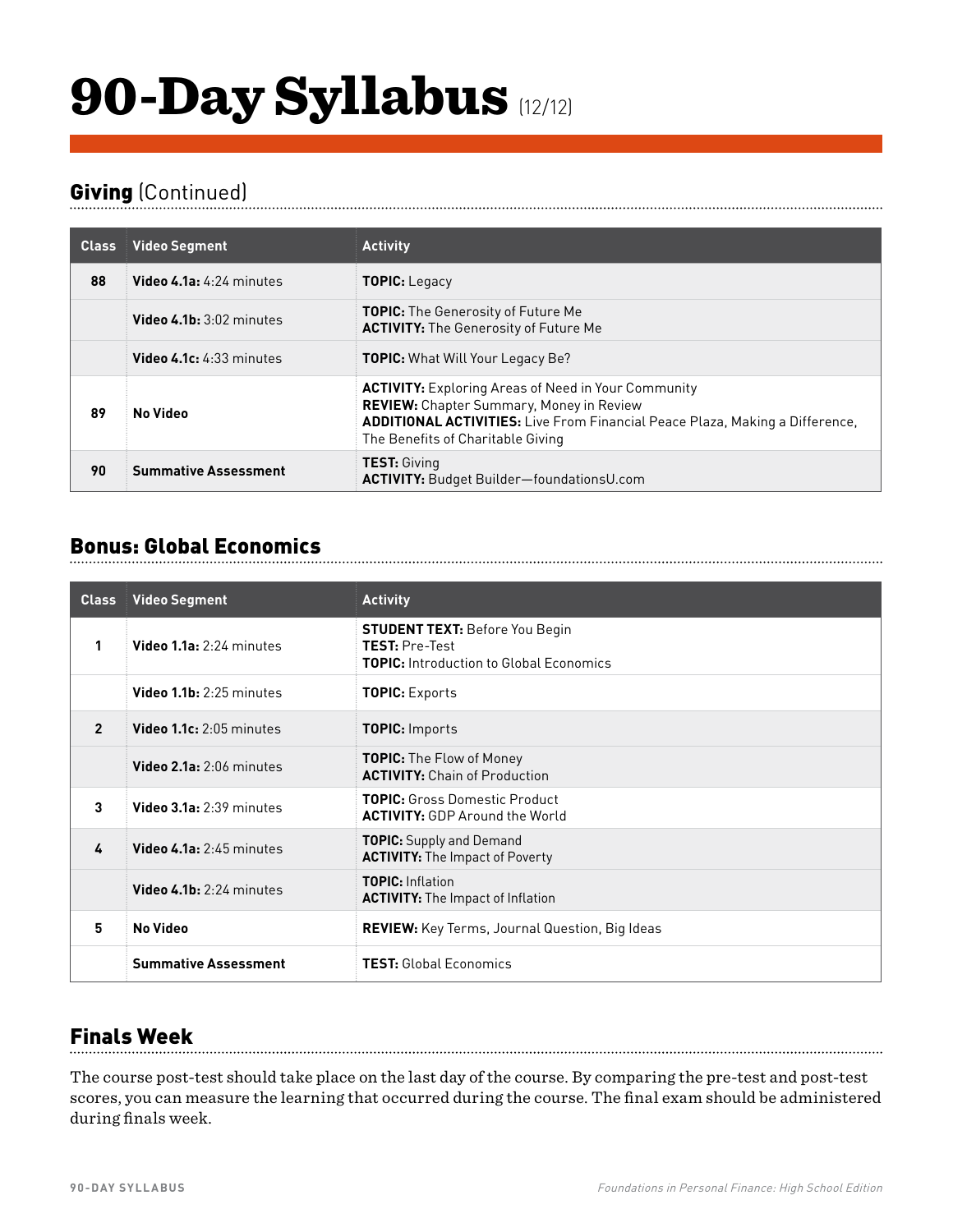# 90-Day Syllabus (12/12)

## Giving (Continued)

| Class | Video Segment | Activity |
|---|---|---|
| 88 | **Video 4.1a:** 4:24 minutes | **TOPIC:** Legacy |
| | **Video 4.1b:** 3:02 minutes | **TOPIC:** The Generosity of Future Me<br>**ACTIVITY:** The Generosity of Future Me |
| | **Video 4.1c:** 4:33 minutes | **TOPIC:** What Will Your Legacy Be? |
| 89 | **No Video** | **ACTIVITY:** Exploring Areas of Need in Your Community<br>**REVIEW:** Chapter Summary, Money in Review<br>**ADDITIONAL ACTIVITIES:** Live From Financial Peace Plaza, Making a Difference, The Benefits of Charitable Giving |
| 90 | **Summative Assessment** | **TEST:** Giving<br>**ACTIVITY:** Budget Builder—foundationsU.com |

## Bonus: Global Economics

| Class | Video Segment | Activity |
|---|---|---|
| 1 | **Video 1.1a:** 2:24 minutes | **STUDENT TEXT:** Before You Begin<br>**TEST:** Pre-Test<br>**TOPIC:** Introduction to Global Economics |
| | **Video 1.1b:** 2:25 minutes | **TOPIC:** Exports |
| 2 | **Video 1.1c:** 2:05 minutes | **TOPIC:** Imports |
| | **Video 2.1a:** 2:06 minutes | **TOPIC:** The Flow of Money<br>**ACTIVITY:** Chain of Production |
| 3 | **Video 3.1a:** 2:39 minutes | **TOPIC:** Gross Domestic Product<br>**ACTIVITY:** GDP Around the World |
| 4 | **Video 4.1a:** 2:45 minutes | **TOPIC:** Supply and Demand<br>**ACTIVITY:** The Impact of Poverty |
| | **Video 4.1b:** 2:24 minutes | **TOPIC:** Inflation<br>**ACTIVITY:** The Impact of Inflation |
| 5 | **No Video** | **REVIEW:** Key Terms, Journal Question, Big Ideas |
| | **Summative Assessment** | **TEST:** Global Economics |

## Finals Week

The course post-test should take place on the last day of the course. By comparing the pre-test and post-test scores, you can measure the learning that occurred during the course. The final exam should be administered during finals week.